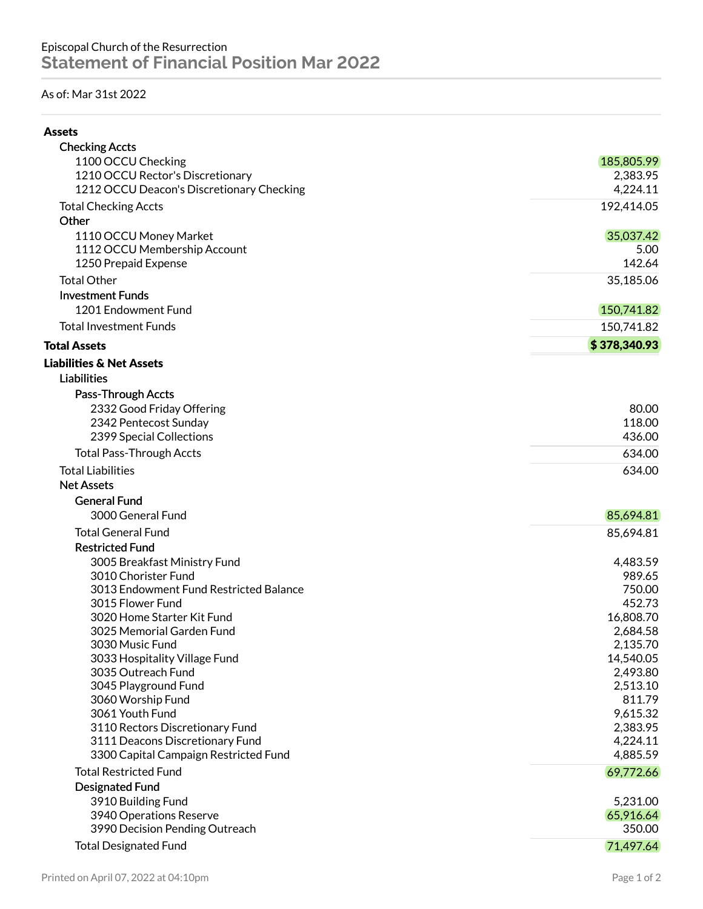Episcopal Church of the Resurrection

# Statement of Financial Position Mar 2022

As of: Mar 31st 2022

| Account | Amount |
|---|---|
| **Assets** | |
| **Checking Accts** | |
| 1100 OCCU Checking | 185,805.99 |
| 1210 OCCU Rector's Discretionary | 2,383.95 |
| 1212 OCCU Deacon's Discretionary Checking | 4,224.11 |
| Total Checking Accts | 192,414.05 |
| **Other** | |
| 1110 OCCU Money Market | 35,037.42 |
| 1112 OCCU Membership Account | 5.00 |
| 1250 Prepaid Expense | 142.64 |
| Total Other | 35,185.06 |
| **Investment Funds** | |
| 1201 Endowment Fund | 150,741.82 |
| Total Investment Funds | 150,741.82 |
| **Total Assets** | **$ 378,340.93** |
| **Liabilities & Net Assets** | |
| **Liabilities** | |
| **Pass-Through Accts** | |
| 2332 Good Friday Offering | 80.00 |
| 2342 Pentecost Sunday | 118.00 |
| 2399 Special Collections | 436.00 |
| Total Pass-Through Accts | 634.00 |
| Total Liabilities | 634.00 |
| **Net Assets** | |
| **General Fund** | |
| 3000 General Fund | 85,694.81 |
| Total General Fund | 85,694.81 |
| **Restricted Fund** | |
| 3005 Breakfast Ministry Fund | 4,483.59 |
| 3010 Chorister Fund | 989.65 |
| 3013 Endowment Fund Restricted Balance | 750.00 |
| 3015 Flower Fund | 452.73 |
| 3020 Home Starter Kit Fund | 16,808.70 |
| 3025 Memorial Garden Fund | 2,684.58 |
| 3030 Music Fund | 2,135.70 |
| 3033 Hospitality Village Fund | 14,540.05 |
| 3035 Outreach Fund | 2,493.80 |
| 3045 Playground Fund | 2,513.10 |
| 3060 Worship Fund | 811.79 |
| 3061 Youth Fund | 9,615.32 |
| 3110 Rectors Discretionary Fund | 2,383.95 |
| 3111 Deacons Discretionary Fund | 4,224.11 |
| 3300 Capital Campaign Restricted Fund | 4,885.59 |
| Total Restricted Fund | 69,772.66 |
| **Designated Fund** | |
| 3910 Building Fund | 5,231.00 |
| 3940 Operations Reserve | 65,916.64 |
| 3990 Decision Pending Outreach | 350.00 |
| Total Designated Fund | 71,497.64 |

Printed on April 07, 2022 at 04:10pm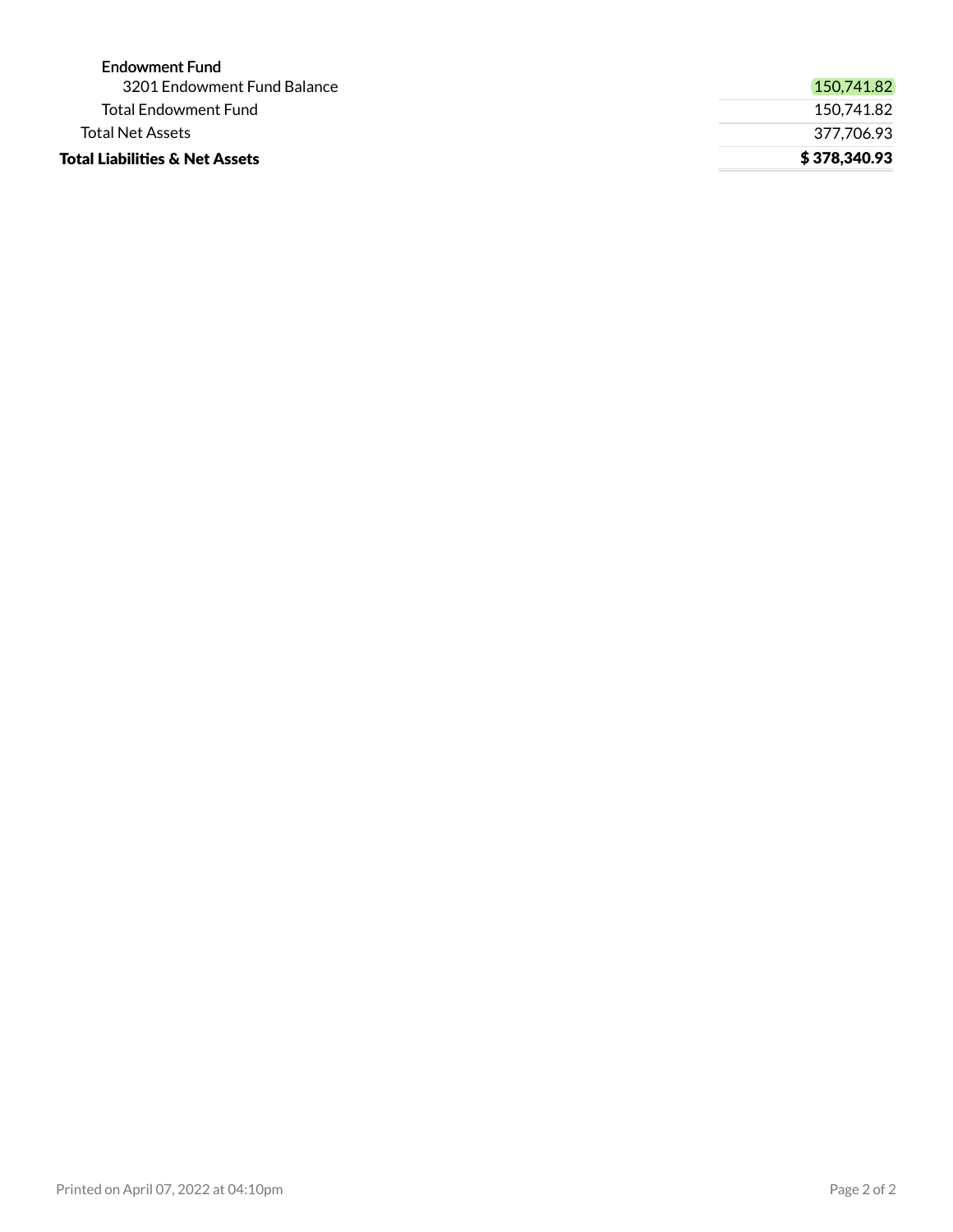| | |
|---|---|
| **Endowment Fund** | |
| 3201 Endowment Fund Balance | 150,741.82 |
| Total Endowment Fund | 150,741.82 |
| Total Net Assets | 377,706.93 |
| **Total Liabilities & Net Assets** | **$ 378,340.93** |

Printed on April 07, 2022 at 04:10pm